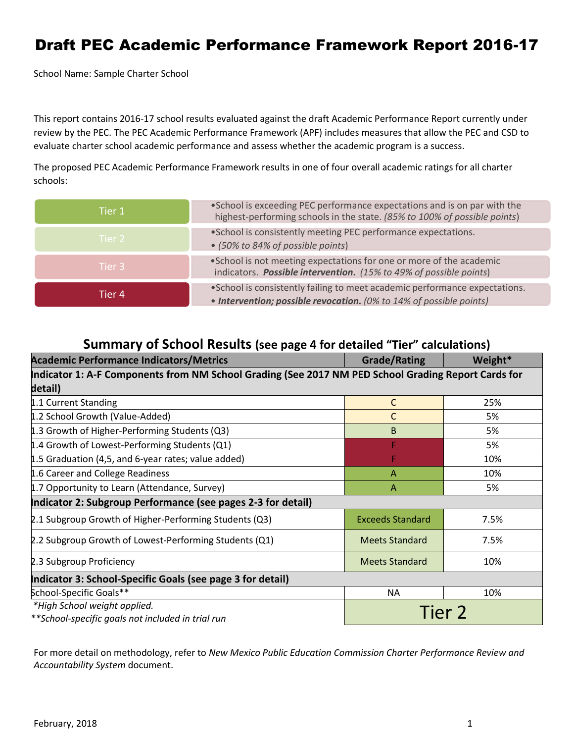# Draft PEC Academic Performance Framework Report 2016-17

School Name: Sample Charter School

This report contains 2016-17 school results evaluated against the draft Academic Performance Report currently under review by the PEC. The PEC Academic Performance Framework (APF) includes measures that allow the PEC and CSD to evaluate charter school academic performance and assess whether the academic program is a success.

The proposed PEC Academic Performance Framework results in one of four overall academic ratings for all charter schools:

| Tier | Description |
|---|---|
| Tier 1 | • School is exceeding PEC performance expectations and is on par with the highest-performing schools in the state. *(85% to 100% of possible points)* |
| Tier 2 | • School is consistently meeting PEC performance expectations. • *(50% to 84% of possible points)* |
| Tier 3 | • School is not meeting expectations for one or more of the academic indicators. ***Possible intervention.*** *(15% to 49% of possible points)* |
| Tier 4 | • School is consistently failing to meet academic performance expectations. • ***Intervention; possible revocation.*** *(0% to 14% of possible points)* |

## Summary of School Results (see page 4 for detailed "Tier" calculations)

| Academic Performance Indicators/Metrics | Grade/Rating | Weight* |
|---|---|---|
| **Indicator 1: A-F Components from NM School Grading (See 2017 NM PED School Grading Report Cards for detail)** | | |
| 1.1 Current Standing | C | 25% |
| 1.2 School Growth (Value-Added) | C | 5% |
| 1.3 Growth of Higher-Performing Students (Q3) | B | 5% |
| 1.4 Growth of Lowest-Performing Students (Q1) | F | 5% |
| 1.5 Graduation (4,5, and 6-year rates; value added) | F | 10% |
| 1.6 Career and College Readiness | A | 10% |
| 1.7 Opportunity to Learn (Attendance, Survey) | A | 5% |
| **Indicator 2: Subgroup Performance (see pages 2-3 for detail)** | | |
| 2.1 Subgroup Growth of Higher-Performing Students (Q3) | Exceeds Standard | 7.5% |
| 2.2 Subgroup Growth of Lowest-Performing Students (Q1) | Meets Standard | 7.5% |
| 2.3 Subgroup Proficiency | Meets Standard | 10% |
| **Indicator 3: School-Specific Goals (see page 3 for detail)** | | |
| School-Specific Goals** | NA | 10% |
| *\*High School weight applied.* *\*\*School-specific goals not included in trial run* | Tier 2 | |

For more detail on methodology, refer to *New Mexico Public Education Commission Charter Performance Review and Accountability System* document.

February, 2018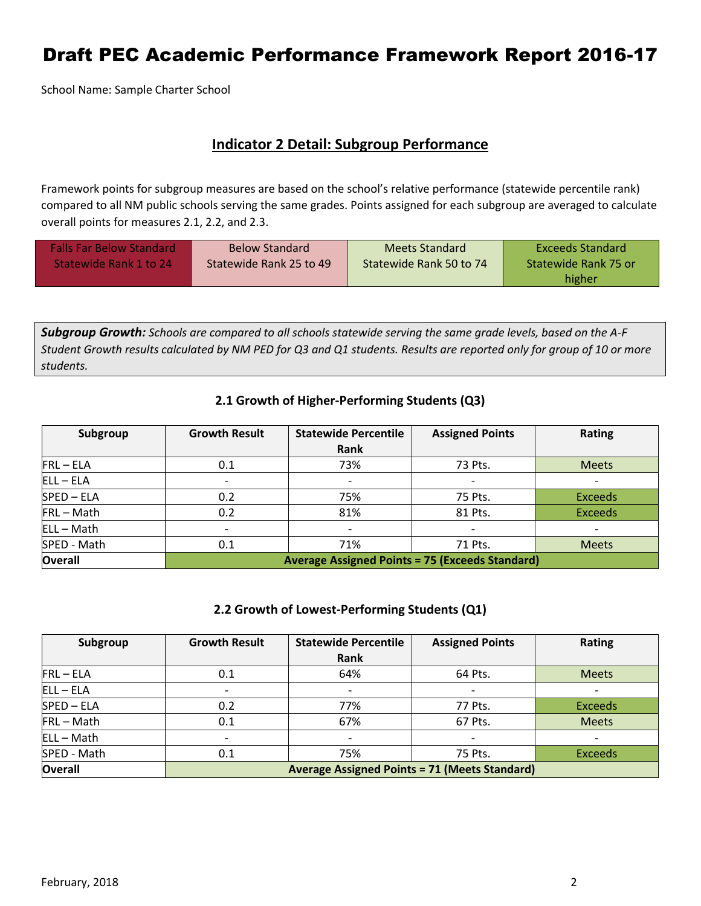# Draft PEC Academic Performance Framework Report 2016-17

School Name: Sample Charter School

## Indicator 2 Detail: Subgroup Performance

Framework points for subgroup measures are based on the school's relative performance (statewide percentile rank) compared to all NM public schools serving the same grades. Points assigned for each subgroup are averaged to calculate overall points for measures 2.1, 2.2, and 2.3.

| Falls Far Below Standard Statewide Rank 1 to 24 | Below Standard Statewide Rank 25 to 49 | Meets Standard Statewide Rank 50 to 74 | Exceeds Standard Statewide Rank 75 or higher |
|---|---|---|---|

***Subgroup Growth:*** *Schools are compared to all schools statewide serving the same grade levels, based on the A-F Student Growth results calculated by NM PED for Q3 and Q1 students. Results are reported only for group of 10 or more students.*

### 2.1 Growth of Higher-Performing Students (Q3)

| Subgroup | Growth Result | Statewide Percentile Rank | Assigned Points | Rating |
|---|---|---|---|---|
| FRL – ELA | 0.1 | 73% | 73 Pts. | Meets |
| ELL – ELA | - | - | - | - |
| SPED – ELA | 0.2 | 75% | 75 Pts. | Exceeds |
| FRL – Math | 0.2 | 81% | 81 Pts. | Exceeds |
| ELL – Math | - | - | - | - |
| SPED - Math | 0.1 | 71% | 71 Pts. | Meets |
| **Overall** | **Average Assigned Points = 75 (Exceeds Standard)** | | | |

### 2.2 Growth of Lowest-Performing Students (Q1)

| Subgroup | Growth Result | Statewide Percentile Rank | Assigned Points | Rating |
|---|---|---|---|---|
| FRL – ELA | 0.1 | 64% | 64 Pts. | Meets |
| ELL – ELA | - | - | - | - |
| SPED – ELA | 0.2 | 77% | 77 Pts. | Exceeds |
| FRL – Math | 0.1 | 67% | 67 Pts. | Meets |
| ELL – Math | - | - | - | - |
| SPED - Math | 0.1 | 75% | 75 Pts. | Exceeds |
| **Overall** | **Average Assigned Points = 71 (Meets Standard)** | | | |

February, 2018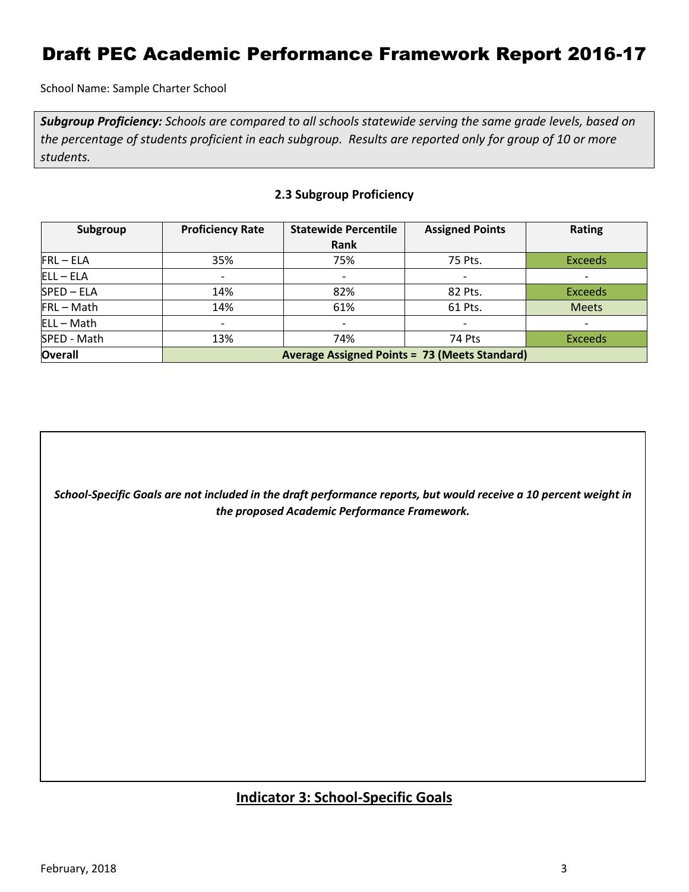# Draft PEC Academic Performance Framework Report 2016-17

School Name: Sample Charter School

***Subgroup Proficiency:*** *Schools are compared to all schools statewide serving the same grade levels, based on the percentage of students proficient in each subgroup. Results are reported only for group of 10 or more students.*

### 2.3 Subgroup Proficiency

| Subgroup | Proficiency Rate | Statewide Percentile Rank | Assigned Points | Rating |
|---|---|---|---|---|
| FRL – ELA | 35% | 75% | 75 Pts. | Exceeds |
| ELL – ELA | - | - | - | - |
| SPED – ELA | 14% | 82% | 82 Pts. | Exceeds |
| FRL – Math | 14% | 61% | 61 Pts. | Meets |
| ELL – Math | - | - | - | - |
| SPED - Math | 13% | 74% | 74 Pts | Exceeds |
| **Overall** | **Average Assigned Points = 73 (Meets Standard)** | | | |

***School-Specific Goals are not included in the draft performance reports, but would receive a 10 percent weight in the proposed Academic Performance Framework.***

## Indicator 3: School-Specific Goals

February, 2018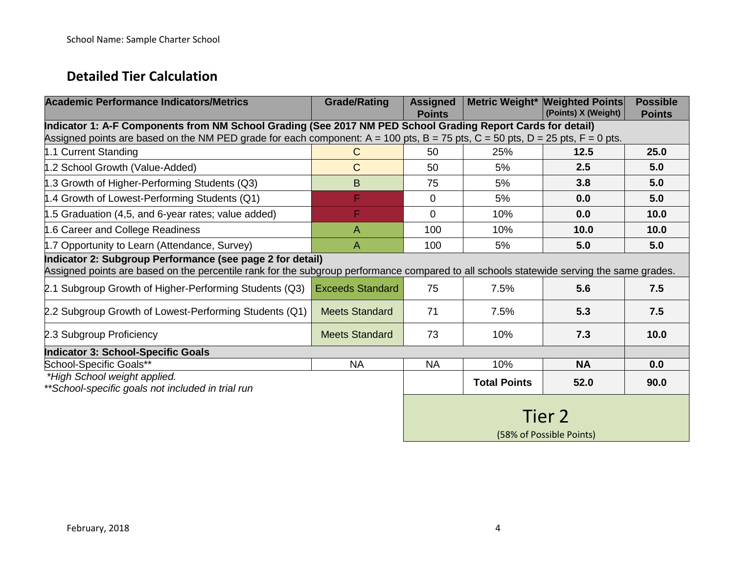School Name: Sample Charter School

## Detailed Tier Calculation

| Academic Performance Indicators/Metrics | Grade/Rating | Assigned Points | Metric Weight* | Weighted Points (Points) X (Weight) | Possible Points |
|---|---|---|---|---|---|
| **Indicator 1: A-F Components from NM School Grading (See 2017 NM PED School Grading Report Cards for detail)** Assigned points are based on the NM PED grade for each component: A = 100 pts, B = 75 pts, C = 50 pts, D = 25 pts, F = 0 pts. | | | | | |
| 1.1 Current Standing | C | 50 | 25% | **12.5** | **25.0** |
| 1.2 School Growth (Value-Added) | C | 50 | 5% | **2.5** | **5.0** |
| 1.3 Growth of Higher-Performing Students (Q3) | B | 75 | 5% | **3.8** | **5.0** |
| 1.4 Growth of Lowest-Performing Students (Q1) | F | 0 | 5% | **0.0** | **5.0** |
| 1.5 Graduation (4,5, and 6-year rates; value added) | F | 0 | 10% | **0.0** | **10.0** |
| 1.6 Career and College Readiness | A | 100 | 10% | **10.0** | **10.0** |
| 1.7 Opportunity to Learn (Attendance, Survey) | A | 100 | 5% | **5.0** | **5.0** |
| **Indicator 2: Subgroup Performance (see page 2 for detail)** Assigned points are based on the percentile rank for the subgroup performance compared to all schools statewide serving the same grades. | | | | | |
| 2.1 Subgroup Growth of Higher-Performing Students (Q3) | Exceeds Standard | 75 | 7.5% | **5.6** | **7.5** |
| 2.2 Subgroup Growth of Lowest-Performing Students (Q1) | Meets Standard | 71 | 7.5% | **5.3** | **7.5** |
| 2.3 Subgroup Proficiency | Meets Standard | 73 | 10% | **7.3** | **10.0** |
| **Indicator 3: School-Specific Goals** | | | | | |
| School-Specific Goals** | NA | NA | 10% | **NA** | **0.0** |
| | | | **Total Points** | **52.0** | **90.0** |

*\*High School weight applied.*
*\*\*School-specific goals not included in trial run*

**Tier 2**

(58% of Possible Points)